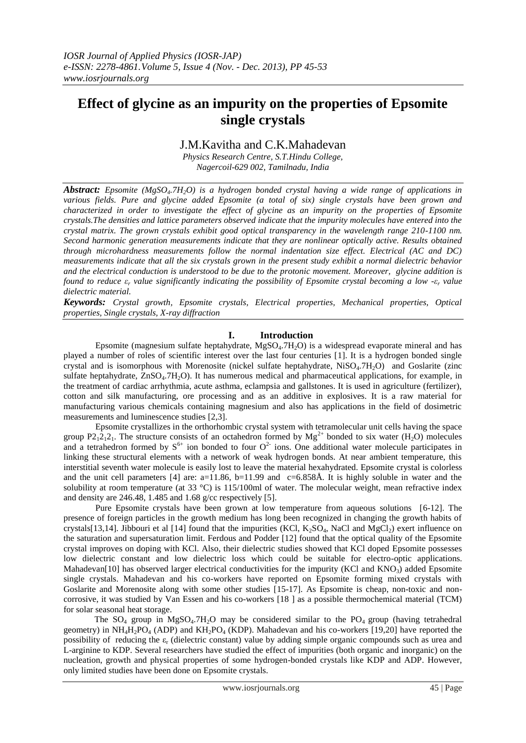# Effect of glycine as an impurity on the properties of Epsomite single crystals

J.M.Kavitha and C.K.Mahadevan

*Physics Research Centre, S.T.Hindu College, Nagercoil-629 002, Tamilnadu, India*

***Abstract:*** *Epsomite ($MgSO_4.7H_2O$) is a hydrogen bonded crystal having a wide range of applications in various fields. Pure and glycine added Epsomite (a total of six) single crystals have been grown and characterized in order to investigate the effect of glycine as an impurity on the properties of Epsomite crystals.The densities and lattice parameters observed indicate that the impurity molecules have entered into the crystal matrix. The grown crystals exhibit good optical transparency in the wavelength range 210-1100 nm. Second harmonic generation measurements indicate that they are nonlinear optically active. Results obtained through microhardness measurements follow the normal indentation size effect. Electrical (AC and DC) measurements indicate that all the six crystals grown in the present study exhibit a normal dielectric behavior and the electrical conduction is understood to be due to the protonic movement. Moreover, glycine addition is found to reduce $\varepsilon_r$ value significantly indicating the possibility of Epsomite crystal becoming a low -$\varepsilon_r$ value dielectric material.*

***Keywords:*** *Crystal growth, Epsomite crystals, Electrical properties, Mechanical properties, Optical properties, Single crystals, X-ray diffraction*

## I. Introduction

Epsomite (magnesium sulfate heptahydrate, $MgSO_4.7H_2O$) is a widespread evaporate mineral and has played a number of roles of scientific interest over the last four centuries [1]. It is a hydrogen bonded single crystal and is isomorphous with Morenosite (nickel sulfate heptahydrate, $NiSO_4.7H_2O$) and Goslarite (zinc sulfate heptahydrate, $ZnSO_4.7H_2O$). It has numerous medical and pharmaceutical applications, for example, in the treatment of cardiac arrhythmia, acute asthma, eclampsia and gallstones. It is used in agriculture (fertilizer), cotton and silk manufacturing, ore processing and as an additive in explosives. It is a raw material for manufacturing various chemicals containing magnesium and also has applications in the field of dosimetric measurements and luminescence studies [2,3].

Epsomite crystallizes in the orthorhombic crystal system with tetramolecular unit cells having the space group $P2_12_12_1$. The structure consists of an octahedron formed by $Mg^{2+}$ bonded to six water ($H_2O$) molecules and a tetrahedron formed by $S^{6+}$ ion bonded to four $O^{2-}$ ions. One additional water molecule participates in linking these structural elements with a network of weak hydrogen bonds. At near ambient temperature, this interstitial seventh water molecule is easily lost to leave the material hexahydrated. Epsomite crystal is colorless and the unit cell parameters [4] are: a=11.86, b=11.99 and c=6.858Å. It is highly soluble in water and the solubility at room temperature (at 33 °C) is 115/100ml of water. The molecular weight, mean refractive index and density are 246.48, 1.485 and 1.68 g/cc respectively [5].

Pure Epsomite crystals have been grown at low temperature from aqueous solutions [6-12]. The presence of foreign particles in the growth medium has long been recognized in changing the growth habits of crystals[13,14]. Jibbouri et al [14] found that the impurities (KCl, $K_2SO_4$, NaCl and $MgCl_2$) exert influence on the saturation and supersaturation limit. Ferdous and Podder [12] found that the optical quality of the Epsomite crystal improves on doping with KCl. Also, their dielectric studies showed that KCl doped Epsomite possesses low dielectric constant and low dielectric loss which could be suitable for electro-optic applications. Mahadevan[10] has observed larger electrical conductivities for the impurity (KCl and $KNO_3$) added Epsomite single crystals. Mahadevan and his co-workers have reported on Epsomite forming mixed crystals with Goslarite and Morenosite along with some other studies [15-17]. As Epsomite is cheap, non-toxic and non-corrosive, it was studied by Van Essen and his co-workers [18 ] as a possible thermochemical material (TCM) for solar seasonal heat storage.

The $SO_4$ group in $MgSO_4.7H_2O$ may be considered similar to the $PO_4$ group (having tetrahedral geometry) in $NH_4H_2PO_4$ (ADP) and $KH_2PO_4$ (KDP). Mahadevan and his co-workers [19,20] have reported the possibility of reducing the $\varepsilon_r$ (dielectric constant) value by adding simple organic compounds such as urea and L-arginine to KDP. Several researchers have studied the effect of impurities (both organic and inorganic) on the nucleation, growth and physical properties of some hydrogen-bonded crystals like KDP and ADP. However, only limited studies have been done on Epsomite crystals.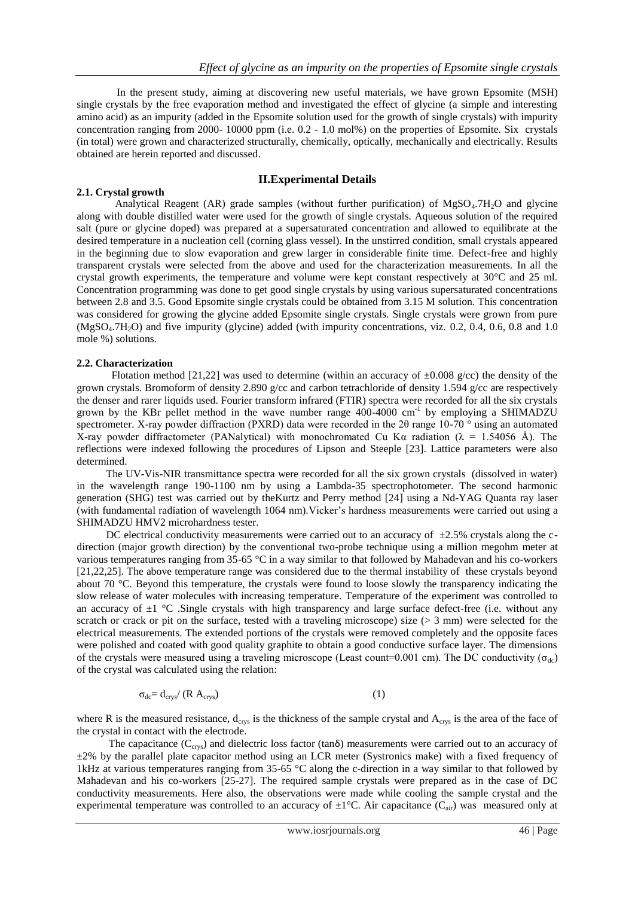In the present study, aiming at discovering new useful materials, we have grown Epsomite (MSH) single crystals by the free evaporation method and investigated the effect of glycine (a simple and interesting amino acid) as an impurity (added in the Epsomite solution used for the growth of single crystals) with impurity concentration ranging from 2000- 10000 ppm (i.e. 0.2 - 1.0 mol%) on the properties of Epsomite. Six crystals (in total) were grown and characterized structurally, chemically, optically, mechanically and electrically. Results obtained are herein reported and discussed.

## II.Experimental Details

### 2.1. Crystal growth

Analytical Reagent (AR) grade samples (without further purification) of $MgSO_4.7H_2O$ and glycine along with double distilled water were used for the growth of single crystals. Aqueous solution of the required salt (pure or glycine doped) was prepared at a supersaturated concentration and allowed to equilibrate at the desired temperature in a nucleation cell (corning glass vessel). In the unstirred condition, small crystals appeared in the beginning due to slow evaporation and grew larger in considerable finite time. Defect-free and highly transparent crystals were selected from the above and used for the characterization measurements. In all the crystal growth experiments, the temperature and volume were kept constant respectively at 30°C and 25 ml. Concentration programming was done to get good single crystals by using various supersaturated concentrations between 2.8 and 3.5. Good Epsomite single crystals could be obtained from 3.15 M solution. This concentration was considered for growing the glycine added Epsomite single crystals. Single crystals were grown from pure ($MgSO_4.7H_2O$) and five impurity (glycine) added (with impurity concentrations, viz. 0.2, 0.4, 0.6, 0.8 and 1.0 mole %) solutions.

### 2.2. Characterization

Flotation method [21,22] was used to determine (within an accuracy of ±0.008 g/cc) the density of the grown crystals. Bromoform of density 2.890 g/cc and carbon tetrachloride of density 1.594 g/cc are respectively the denser and rarer liquids used. Fourier transform infrared (FTIR) spectra were recorded for all the six crystals grown by the KBr pellet method in the wave number range 400-4000 $cm^{-1}$ by employing a SHIMADZU spectrometer. X-ray powder diffraction (PXRD) data were recorded in the 2θ range 10-70 ° using an automated X-ray powder diffractometer (PANalytical) with monochromated Cu Kα radiation (λ = 1.54056 Å). The reflections were indexed following the procedures of Lipson and Steeple [23]. Lattice parameters were also determined.

The UV-Vis-NIR transmittance spectra were recorded for all the six grown crystals (dissolved in water) in the wavelength range 190-1100 nm by using a Lambda-35 spectrophotometer. The second harmonic generation (SHG) test was carried out by theKurtz and Perry method [24] using a Nd-YAG Quanta ray laser (with fundamental radiation of wavelength 1064 nm).Vicker's hardness measurements were carried out using a SHIMADZU HMV2 microhardness tester.

DC electrical conductivity measurements were carried out to an accuracy of ±2.5% crystals along the c-direction (major growth direction) by the conventional two-probe technique using a million megohm meter at various temperatures ranging from 35-65 °C in a way similar to that followed by Mahadevan and his co-workers [21,22,25]. The above temperature range was considered due to the thermal instability of these crystals beyond about 70 °C. Beyond this temperature, the crystals were found to loose slowly the transparency indicating the slow release of water molecules with increasing temperature. Temperature of the experiment was controlled to an accuracy of ±1 °C .Single crystals with high transparency and large surface defect-free (i.e. without any scratch or crack or pit on the surface, tested with a traveling microscope) size (> 3 mm) were selected for the electrical measurements. The extended portions of the crystals were removed completely and the opposite faces were polished and coated with good quality graphite to obtain a good conductive surface layer. The dimensions of the crystals were measured using a traveling microscope (Least count=0.001 cm). The DC conductivity ($\sigma_{dc}$) of the crystal was calculated using the relation:

$$\sigma_{dc} = d_{crys} / (R\, A_{crys}) \qquad (1)$$

where R is the measured resistance, $d_{crys}$ is the thickness of the sample crystal and $A_{crys}$ is the area of the face of the crystal in contact with the electrode.

The capacitance ($C_{crys}$) and dielectric loss factor (tanδ) measurements were carried out to an accuracy of ±2% by the parallel plate capacitor method using an LCR meter (Systronics make) with a fixed frequency of 1kHz at various temperatures ranging from 35-65 °C along the c-direction in a way similar to that followed by Mahadevan and his co-workers [25-27]. The required sample crystals were prepared as in the case of DC conductivity measurements. Here also, the observations were made while cooling the sample crystal and the experimental temperature was controlled to an accuracy of ±1°C. Air capacitance ($C_{air}$) was measured only at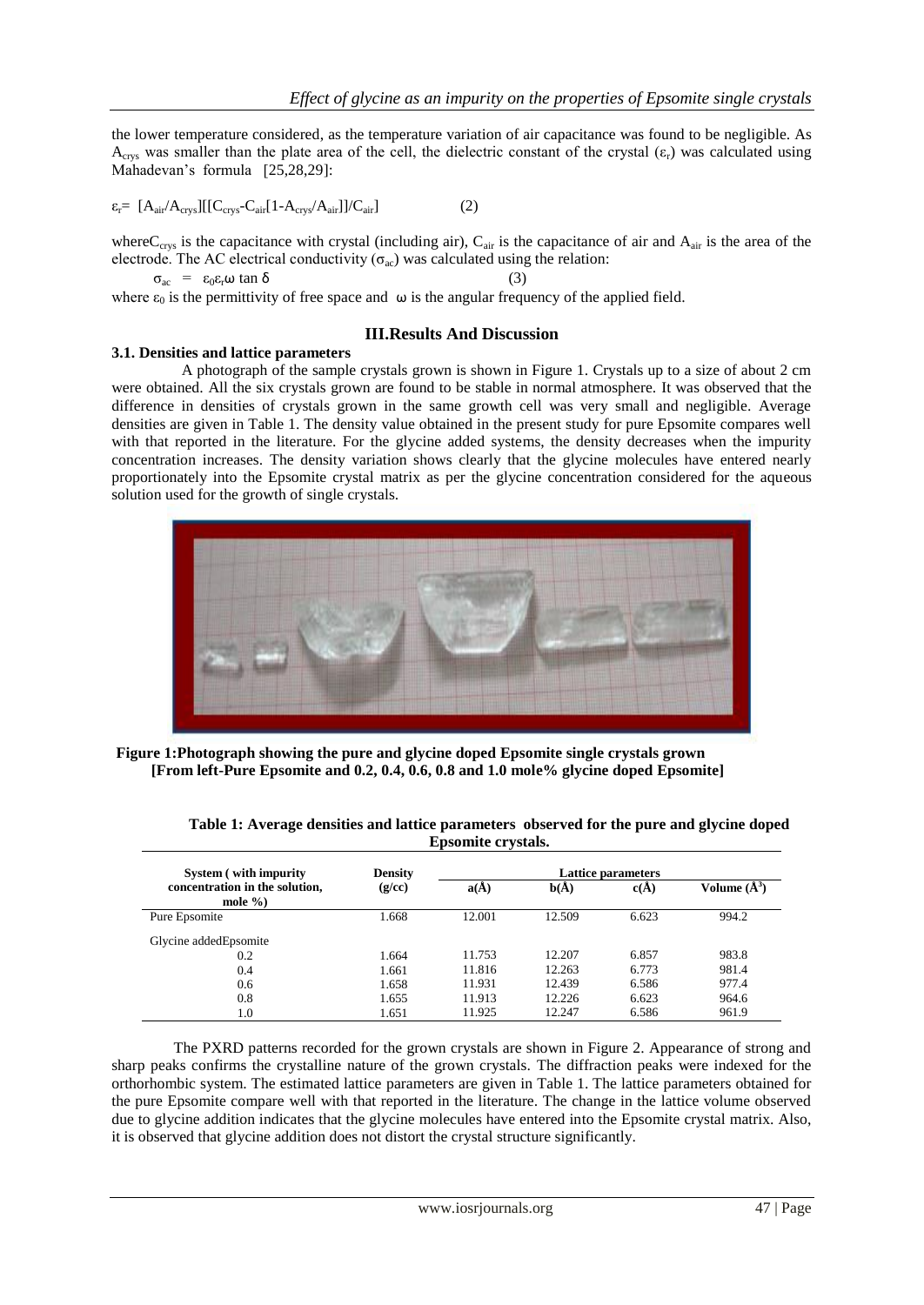the lower temperature considered, as the temperature variation of air capacitance was found to be negligible. As $A_{crys}$ was smaller than the plate area of the cell, the dielectric constant of the crystal ($\varepsilon_r$) was calculated using Mahadevan's formula [25,28,29]:

$$\varepsilon_r = [A_{air}/A_{crys}][[C_{crys} - C_{air}[1 - A_{crys}/A_{air}]]/C_{air}] \quad (2)$$

where $C_{crys}$ is the capacitance with crystal (including air), $C_{air}$ is the capacitance of air and $A_{air}$ is the area of the electrode. The AC electrical conductivity ($\sigma_{ac}$) was calculated using the relation:

$$\sigma_{ac} = \varepsilon_0 \varepsilon_r \omega \tan \delta \quad (3)$$

where $\varepsilon_0$ is the permittivity of free space and $\omega$ is the angular frequency of the applied field.

## III.Results And Discussion

### 3.1. Densities and lattice parameters

A photograph of the sample crystals grown is shown in Figure 1. Crystals up to a size of about 2 cm were obtained. All the six crystals grown are found to be stable in normal atmosphere. It was observed that the difference in densities of crystals grown in the same growth cell was very small and negligible. Average densities are given in Table 1. The density value obtained in the present study for pure Epsomite compares well with that reported in the literature. For the glycine added systems, the density decreases when the impurity concentration increases. The density variation shows clearly that the glycine molecules have entered nearly proportionately into the Epsomite crystal matrix as per the glycine concentration considered for the aqueous solution used for the growth of single crystals.

**Figure 1:Photograph showing the pure and glycine doped Epsomite single crystals grown [From left-Pure Epsomite and 0.2, 0.4, 0.6, 0.8 and 1.0 mole% glycine doped Epsomite]**

**Table 1: Average densities and lattice parameters observed for the pure and glycine doped Epsomite crystals.**

| System ( with impurity concentration in the solution, mole %) | Density (g/cc) | Lattice parameters | | | |
|---|---|---|---|---|---|
| | | a(Å) | b(Å) | c(Å) | Volume (Å$^3$) |
| Pure Epsomite | 1.668 | 12.001 | 12.509 | 6.623 | 994.2 |
| Glycine addedEpsomite | | | | | |
| 0.2 | 1.664 | 11.753 | 12.207 | 6.857 | 983.8 |
| 0.4 | 1.661 | 11.816 | 12.263 | 6.773 | 981.4 |
| 0.6 | 1.658 | 11.931 | 12.439 | 6.586 | 977.4 |
| 0.8 | 1.655 | 11.913 | 12.226 | 6.623 | 964.6 |
| 1.0 | 1.651 | 11.925 | 12.247 | 6.586 | 961.9 |

The PXRD patterns recorded for the grown crystals are shown in Figure 2. Appearance of strong and sharp peaks confirms the crystalline nature of the grown crystals. The diffraction peaks were indexed for the orthorhombic system. The estimated lattice parameters are given in Table 1. The lattice parameters obtained for the pure Epsomite compare well with that reported in the literature. The change in the lattice volume observed due to glycine addition indicates that the glycine molecules have entered into the Epsomite crystal matrix. Also, it is observed that glycine addition does not distort the crystal structure significantly.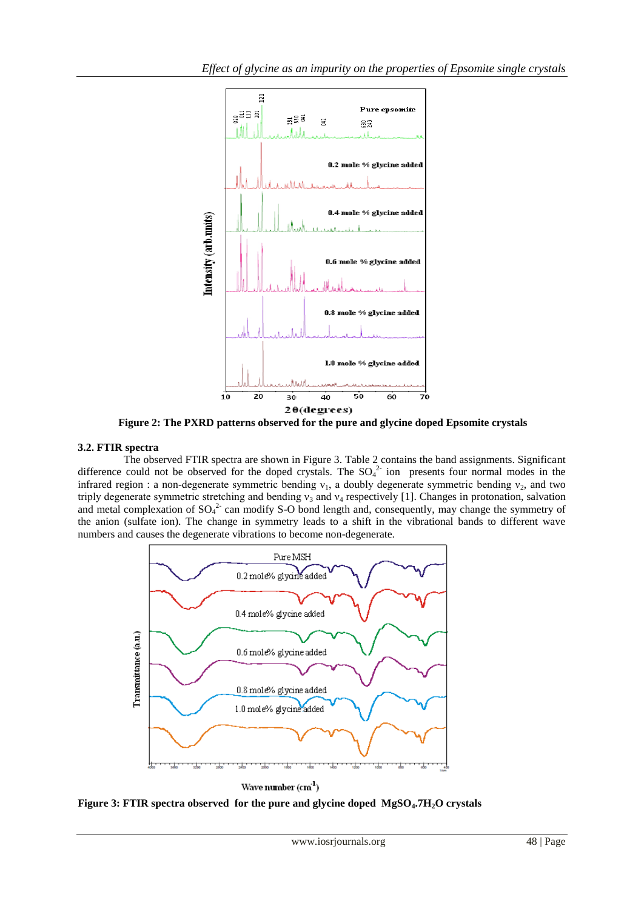**Figure 2: The PXRD patterns observed for the pure and glycine doped Epsomite crystals**

### 3.2. FTIR spectra

The observed FTIR spectra are shown in Figure 3. Table 2 contains the band assignments. Significant difference could not be observed for the doped crystals. The $SO_4^{2-}$ ion presents four normal modes in the infrared region : a non-degenerate symmetric bending $\nu_1$, a doubly degenerate symmetric bending $\nu_2$, and two triply degenerate symmetric stretching and bending $\nu_3$ and $\nu_4$ respectively [1]. Changes in protonation, salvation and metal complexation of $SO_4^{2-}$ can modify S-O bond length and, consequently, may change the symmetry of the anion (sulfate ion). The change in symmetry leads to a shift in the vibrational bands to different wave numbers and causes the degenerate vibrations to become non-degenerate.

**Figure 3: FTIR spectra observed for the pure and glycine doped $MgSO_4.7H_2O$ crystals**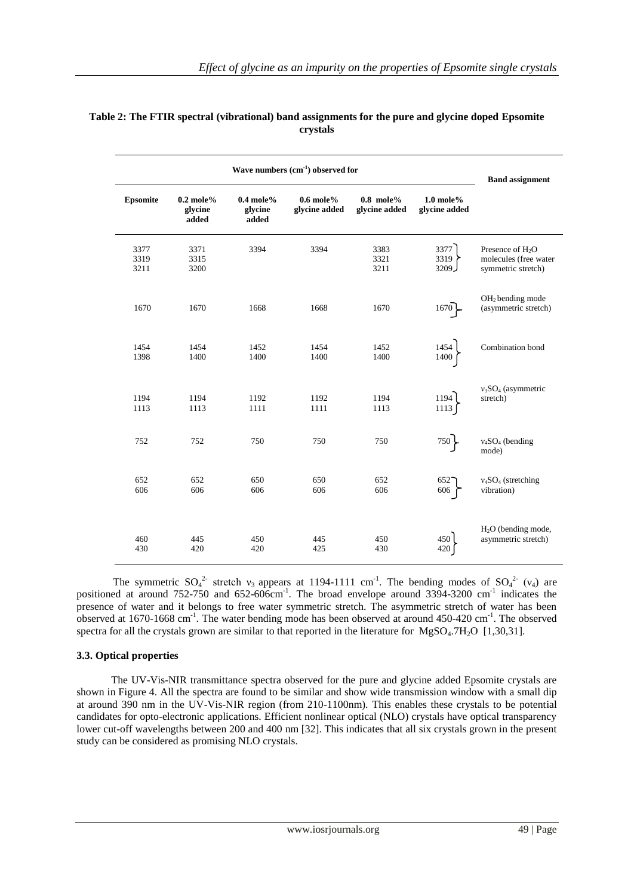**Table 2: The FTIR spectral (vibrational) band assignments for the pure and glycine doped Epsomite crystals**

| Wave numbers ($cm^{-1}$) observed for | | | | | | Band assignment |
|---|---|---|---|---|---|---|
| Epsomite | 0.2 mole% glycine added | 0.4 mole% glycine added | 0.6 mole% glycine added | 0.8 mole% glycine added | 1.0 mole% glycine added | |
| 3377<br>3319<br>3211 | 3371<br>3315<br>3200 | 3394 | 3394 | 3383<br>3321<br>3211 | 3377<br>3319<br>3209 | Presence of $H_2O$ molecules (free water symmetric stretch) |
| 1670 | 1670 | 1668 | 1668 | 1670 | 1670 | $OH_2$ bending mode (asymmetric stretch) |
| 1454<br>1398 | 1454<br>1400 | 1452<br>1400 | 1454<br>1400 | 1452<br>1400 | 1454<br>1400 | Combination bond |
| 1194<br>1113 | 1194<br>1113 | 1192<br>1111 | 1192<br>1111 | 1194<br>1113 | 1194<br>1113 | $\nu_3SO_4$ (asymmetric stretch) |
| 752 | 752 | 750 | 750 | 750 | 750 | $\nu_4SO_4$ (bending mode) |
| 652<br>606 | 652<br>606 | 650<br>606 | 650<br>606 | 652<br>606 | 652<br>606 | $\nu_4SO_4$ (stretching vibration) |
| 460<br>430 | 445<br>420 | 450<br>420 | 445<br>425 | 450<br>430 | 450<br>420 | $H_2O$ (bending mode, asymmetric stretch) |

The symmetric $SO_4^{2-}$ stretch $\nu_3$ appears at 1194-1111 $cm^{-1}$. The bending modes of $SO_4^{2-}$ ($\nu_4$) are positioned at around 752-750 and 652-606$cm^{-1}$. The broad envelope around 3394-3200 $cm^{-1}$ indicates the presence of water and it belongs to free water symmetric stretch. The asymmetric stretch of water has been observed at 1670-1668 $cm^{-1}$. The water bending mode has been observed at around 450-420 $cm^{-1}$. The observed spectra for all the crystals grown are similar to that reported in the literature for $MgSO_4.7H_2O$ [1,30,31].

### 3.3. Optical properties

The UV-Vis-NIR transmittance spectra observed for the pure and glycine added Epsomite crystals are shown in Figure 4. All the spectra are found to be similar and show wide transmission window with a small dip at around 390 nm in the UV-Vis-NIR region (from 210-1100nm). This enables these crystals to be potential candidates for opto-electronic applications. Efficient nonlinear optical (NLO) crystals have optical transparency lower cut-off wavelengths between 200 and 400 nm [32]. This indicates that all six crystals grown in the present study can be considered as promising NLO crystals.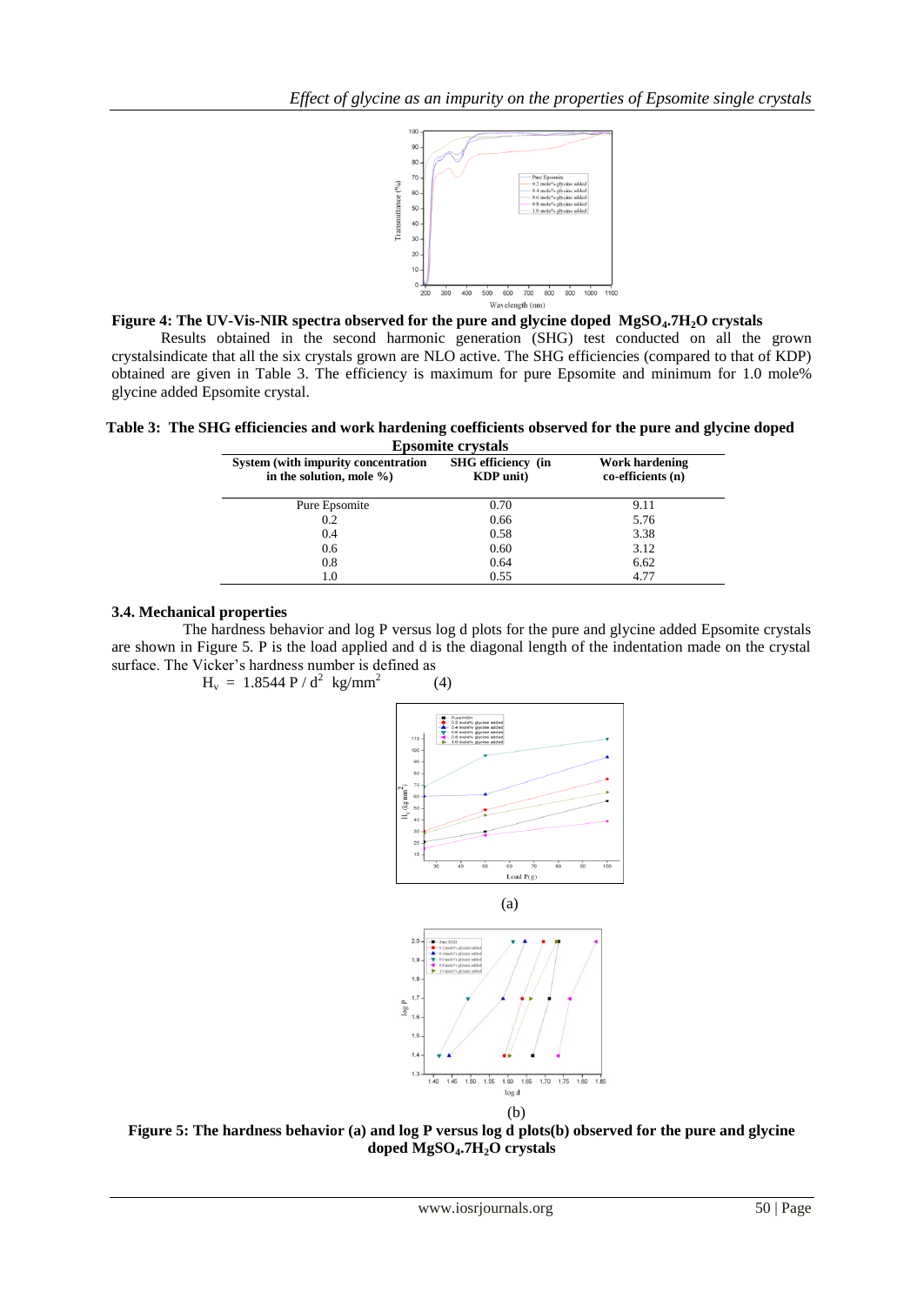Figure 4: The UV-Vis-NIR spectra observed for the pure and glycine doped $MgSO_4.7H_2O$ crystals

Results obtained in the second harmonic generation (SHG) test conducted on all the grown crystalsindicate that all the six crystals grown are NLO active. The SHG efficiencies (compared to that of KDP) obtained are given in Table 3. The efficiency is maximum for pure Epsomite and minimum for 1.0 mole% glycine added Epsomite crystal.

**Table 3: The SHG efficiencies and work hardening coefficients observed for the pure and glycine doped Epsomite crystals**

| System (with impurity concentration in the solution, mole %) | SHG efficiency (in KDP unit) | Work hardening co-efficients (n) |
|---|---|---|
| Pure Epsomite | 0.70 | 9.11 |
| 0.2 | 0.66 | 5.76 |
| 0.4 | 0.58 | 3.38 |
| 0.6 | 0.60 | 3.12 |
| 0.8 | 0.64 | 6.62 |
| 1.0 | 0.55 | 4.77 |

### 3.4. Mechanical properties

The hardness behavior and log P versus log d plots for the pure and glycine added Epsomite crystals are shown in Figure 5. P is the load applied and d is the diagonal length of the indentation made on the crystal surface. The Vicker's hardness number is defined as

$$H_v = 1.8544 \, P / d^2 \;\; kg/mm^2 \qquad (4)$$

(a)

(b)

Figure 5: The hardness behavior (a) and log P versus log d plots(b) observed for the pure and glycine doped $MgSO_4.7H_2O$ crystals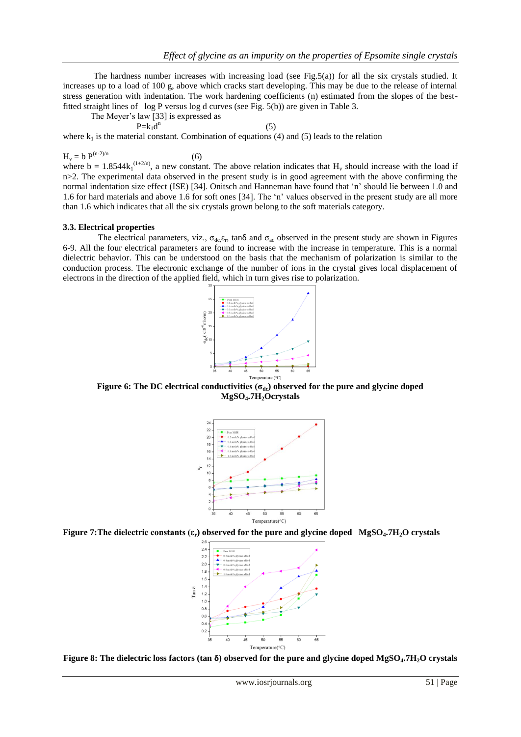The hardness number increases with increasing load (see Fig.5(a)) for all the six crystals studied. It increases up to a load of 100 g, above which cracks start developing. This may be due to the release of internal stress generation with indentation. The work hardening coefficients (n) estimated from the slopes of the best-fitted straight lines of log P versus log d curves (see Fig. 5(b)) are given in Table 3.

The Meyer's law [33] is expressed as

$$P = k_1 d^n \quad (5)$$

where $k_1$ is the material constant. Combination of equations (4) and (5) leads to the relation

$$H_v = b\,P^{(n-2)/n} \quad (6)$$

where $b = 1.8544 k_1^{(1+2/n)}$, a new constant. The above relation indicates that $H_v$ should increase with the load if $n>2$. The experimental data observed in the present study is in good agreement with the above confirming the normal indentation size effect (ISE) [34]. Onitsch and Hanneman have found that 'n' should lie between 1.0 and 1.6 for hard materials and above 1.6 for soft ones [34]. The 'n' values observed in the present study are all more than 1.6 which indicates that all the six crystals grown belong to the soft materials category.

### 3.3. Electrical properties

The electrical parameters, viz., $\sigma_{dc}$, $\varepsilon_r$, tanδ and $\sigma_{ac}$ observed in the present study are shown in Figures 6-9. All the four electrical parameters are found to increase with the increase in temperature. This is a normal dielectric behavior. This can be understood on the basis that the mechanism of polarization is similar to the conduction process. The electronic exchange of the number of ions in the crystal gives local displacement of electrons in the direction of the applied field, which in turn gives rise to polarization.

**Figure 6: The DC electrical conductivities ($\sigma_{dc}$) observed for the pure and glycine doped $MgSO_4.7H_2O$crystals**

**Figure 7:The dielectric constants ($\varepsilon_r$) observed for the pure and glycine doped $MgSO_4.7H_2O$ crystals**

**Figure 8: The dielectric loss factors (tan δ) observed for the pure and glycine doped $MgSO_4.7H_2O$ crystals**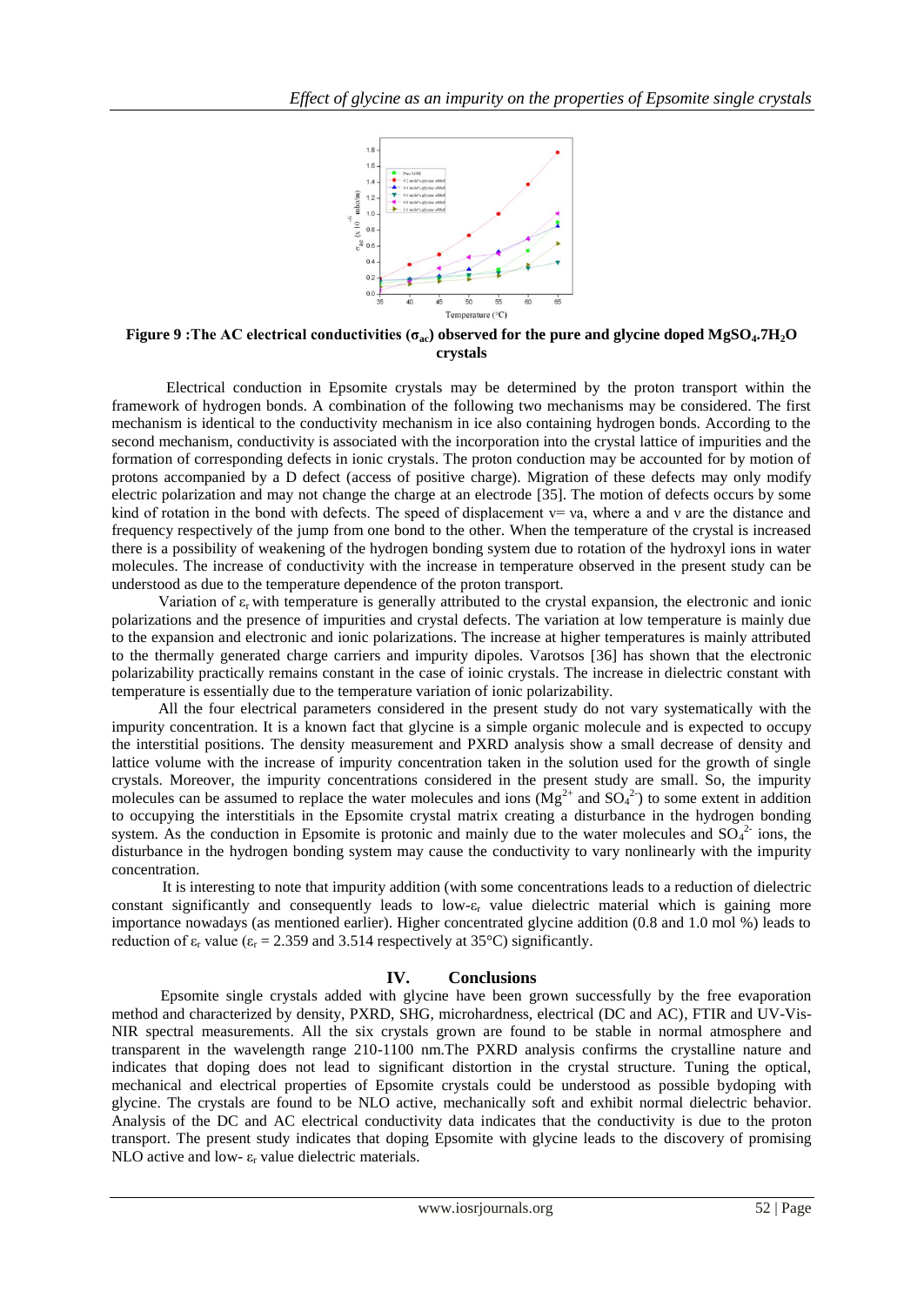**Figure 9 :The AC electrical conductivities ($\sigma_{ac}$) observed for the pure and glycine doped $MgSO_4.7H_2O$ crystals**

Electrical conduction in Epsomite crystals may be determined by the proton transport within the framework of hydrogen bonds. A combination of the following two mechanisms may be considered. The first mechanism is identical to the conductivity mechanism in ice also containing hydrogen bonds. According to the second mechanism, conductivity is associated with the incorporation into the crystal lattice of impurities and the formation of corresponding defects in ionic crystals. The proton conduction may be accounted for by motion of protons accompanied by a D defect (access of positive charge). Migration of these defects may only modify electric polarization and may not change the charge at an electrode [35]. The motion of defects occurs by some kind of rotation in the bond with defects. The speed of displacement $v = \nu a$, where a and $\nu$ are the distance and frequency respectively of the jump from one bond to the other. When the temperature of the crystal is increased there is a possibility of weakening of the hydrogen bonding system due to rotation of the hydroxyl ions in water molecules. The increase of conductivity with the increase in temperature observed in the present study can be understood as due to the temperature dependence of the proton transport.

Variation of $\varepsilon_r$ with temperature is generally attributed to the crystal expansion, the electronic and ionic polarizations and the presence of impurities and crystal defects. The variation at low temperature is mainly due to the expansion and electronic and ionic polarizations. The increase at higher temperatures is mainly attributed to the thermally generated charge carriers and impurity dipoles. Varotsos [36] has shown that the electronic polarizability practically remains constant in the case of ioinic crystals. The increase in dielectric constant with temperature is essentially due to the temperature variation of ionic polarizability.

All the four electrical parameters considered in the present study do not vary systematically with the impurity concentration. It is a known fact that glycine is a simple organic molecule and is expected to occupy the interstitial positions. The density measurement and PXRD analysis show a small decrease of density and lattice volume with the increase of impurity concentration taken in the solution used for the growth of single crystals. Moreover, the impurity concentrations considered in the present study are small. So, the impurity molecules can be assumed to replace the water molecules and ions ($Mg^{2+}$ and $SO_4^{2-}$) to some extent in addition to occupying the interstitials in the Epsomite crystal matrix creating a disturbance in the hydrogen bonding system. As the conduction in Epsomite is protonic and mainly due to the water molecules and $SO_4^{2-}$ ions, the disturbance in the hydrogen bonding system may cause the conductivity to vary nonlinearly with the impurity concentration.

It is interesting to note that impurity addition (with some concentrations leads to a reduction of dielectric constant significantly and consequently leads to low-$\varepsilon_r$ value dielectric material which is gaining more importance nowadays (as mentioned earlier). Higher concentrated glycine addition (0.8 and 1.0 mol %) leads to reduction of $\varepsilon_r$ value ($\varepsilon_r$ = 2.359 and 3.514 respectively at 35°C) significantly.

## IV. Conclusions

Epsomite single crystals added with glycine have been grown successfully by the free evaporation method and characterized by density, PXRD, SHG, microhardness, electrical (DC and AC), FTIR and UV-Vis-NIR spectral measurements. All the six crystals grown are found to be stable in normal atmosphere and transparent in the wavelength range 210-1100 nm.The PXRD analysis confirms the crystalline nature and indicates that doping does not lead to significant distortion in the crystal structure. Tuning the optical, mechanical and electrical properties of Epsomite crystals could be understood as possible bydoping with glycine. The crystals are found to be NLO active, mechanically soft and exhibit normal dielectric behavior. Analysis of the DC and AC electrical conductivity data indicates that the conductivity is due to the proton transport. The present study indicates that doping Epsomite with glycine leads to the discovery of promising NLO active and low- $\varepsilon_r$ value dielectric materials.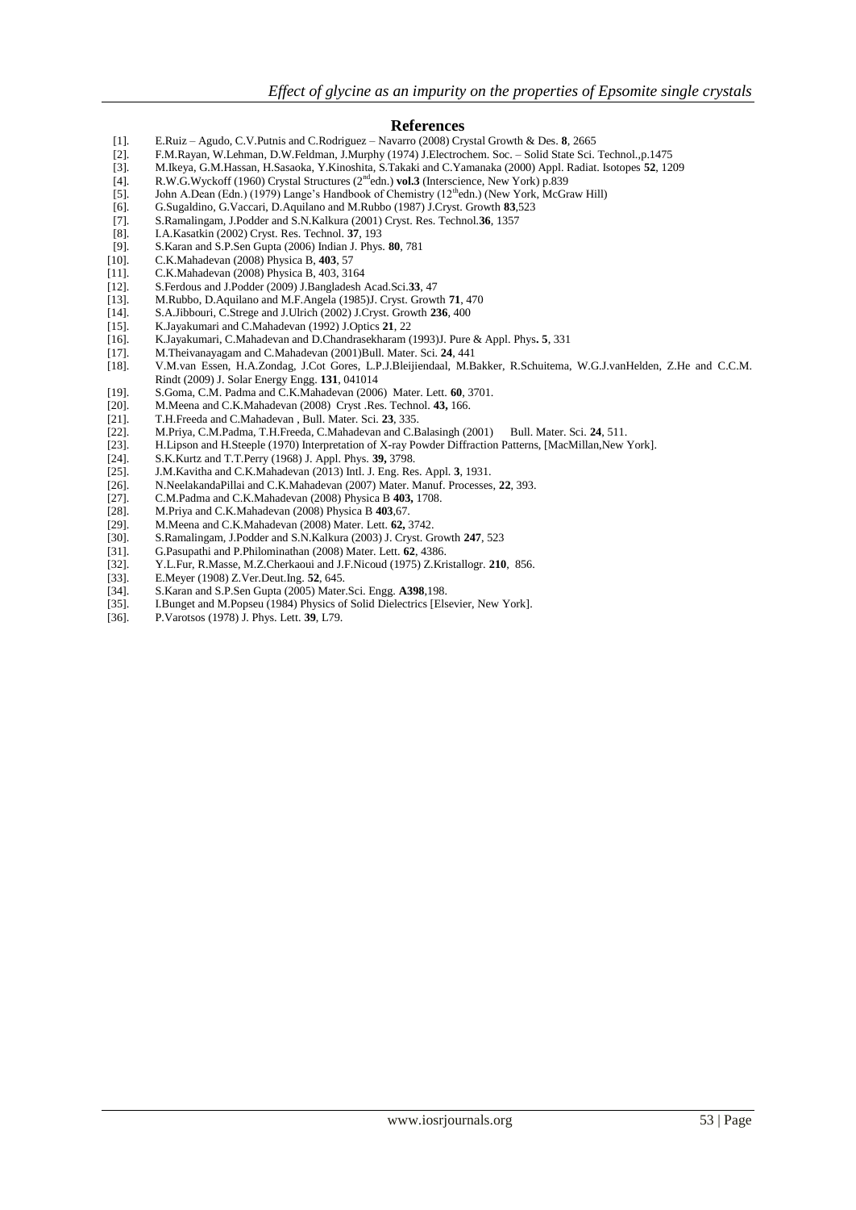## References

[1]. E.Ruiz – Agudo, C.V.Putnis and C.Rodriguez – Navarro (2008) Crystal Growth & Des. **8**, 2665
[2]. F.M.Rayan, W.Lehman, D.W.Feldman, J.Murphy (1974) J.Electrochem. Soc. – Solid State Sci. Technol.,p.1475
[3]. M.Ikeya, G.M.Hassan, H.Sasaoka, Y.Kinoshita, S.Takaki and C.Yamanaka (2000) Appl. Radiat. Isotopes **52**, 1209
[4]. R.W.G.Wyckoff (1960) Crystal Structures (2[nd]edn.) **vol.3** (Interscience, New York) p.839
[5]. John A.Dean (Edn.) (1979) Lange's Handbook of Chemistry (12[th]edn.) (New York, McGraw Hill)
[6]. G.Sugaldino, G.Vaccari, D.Aquilano and M.Rubbo (1987) J.Cryst. Growth **83**,523
[7]. S.Ramalingam, J.Podder and S.N.Kalkura (2001) Cryst. Res. Technol.**36**, 1357
[8]. I.A.Kasatkin (2002) Cryst. Res. Technol. **37**, 193
[9]. S.Karan and S.P.Sen Gupta (2006) Indian J. Phys. **80**, 781
[10]. C.K.Mahadevan (2008) Physica B, **403**, 57
[11]. C.K.Mahadevan (2008) Physica B, 403, 3164
[12]. S.Ferdous and J.Podder (2009) J.Bangladesh Acad.Sci.**33**, 47
[13]. M.Rubbo, D.Aquilano and M.F.Angela (1985)J. Cryst. Growth **71**, 470
[14]. S.A.Jibbouri, C.Strege and J.Ulrich (2002) J.Cryst. Growth **236**, 400
[15]. K.Jayakumari and C.Mahadevan (1992) J.Optics **21**, 22
[16]. K.Jayakumari, C.Mahadevan and D.Chandrasekharam (1993)J. Pure & Appl. Phys**. 5**, 331
[17]. M.Theivanayagam and C.Mahadevan (2001)Bull. Mater. Sci. **24**, 441
[18]. V.M.van Essen, H.A.Zondag, J.Cot Gores, L.P.J.Bleijiendaal, M.Bakker, R.Schuitema, W.G.J.vanHelden, Z.He and C.C.M. Rindt (2009) J. Solar Energy Engg. **131**, 041014
[19]. S.Goma, C.M. Padma and C.K.Mahadevan (2006) Mater. Lett. **60**, 3701.
[20]. M.Meena and C.K.Mahadevan (2008) Cryst .Res. Technol. **43,** 166.
[21]. T.H.Freeda and C.Mahadevan , Bull. Mater. Sci. **23**, 335.
[22]. M.Priya, C.M.Padma, T.H.Freeda, C.Mahadevan and C.Balasingh (2001) Bull. Mater. Sci. **24**, 511.
[23]. H.Lipson and H.Steeple (1970) Interpretation of X-ray Powder Diffraction Patterns, [MacMillan,New York].
[24]. S.K.Kurtz and T.T.Perry (1968) J. Appl. Phys. **39,** 3798.
[25]. J.M.Kavitha and C.K.Mahadevan (2013) Intl. J. Eng. Res. Appl. **3**, 1931.
[26]. N.NeelakandaPillai and C.K.Mahadevan (2007) Mater. Manuf. Processes, **22**, 393.
[27]. C.M.Padma and C.K.Mahadevan (2008) Physica B **403,** 1708.
[28]. M.Priya and C.K.Mahadevan (2008) Physica B **403**,67.
[29]. M.Meena and C.K.Mahadevan (2008) Mater. Lett. **62,** 3742.
[30]. S.Ramalingam, J.Podder and S.N.Kalkura (2003) J. Cryst. Growth **247**, 523
[31]. G.Pasupathi and P.Philominathan (2008) Mater. Lett. **62**, 4386.
[32]. Y.L.Fur, R.Masse, M.Z.Cherkaoui and J.F.Nicoud (1975) Z.Kristallogr. **210**, 856.
[33]. E.Meyer (1908) Z.Ver.Deut.Ing. **52**, 645.
[34]. S.Karan and S.P.Sen Gupta (2005) Mater.Sci. Engg. **A398**,198.
[35]. I.Bunget and M.Popseu (1984) Physics of Solid Dielectrics [Elsevier, New York].
[36]. P.Varotsos (1978) J. Phys. Lett. **39**, L79.